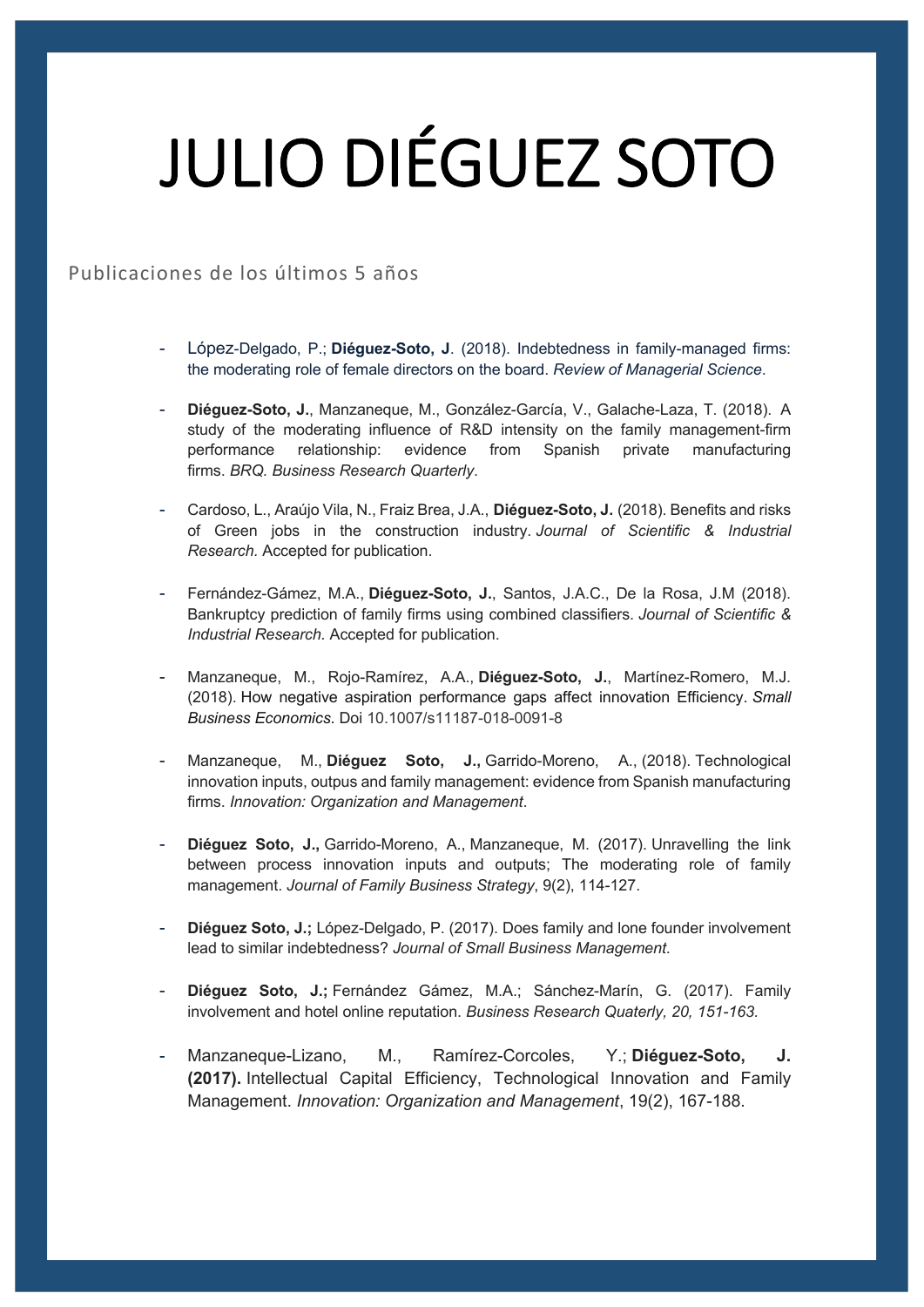# JULIO DIÉGUEZ SOTO

Publicaciones de los últimos 5 años

- López-Delgado, P.; **Diéguez-Soto, J**. (2018). Indebtedness in family-managed firms: the moderating role of female directors on the board. *Review of Managerial Science*.

- **Diéguez-Soto, J.**, Manzaneque, M., González-García, V., Galache-Laza, T. (2018). A study of the moderating influence of R&D intensity on the family management-firm performance relationship: evidence from Spanish private manufacturing firms. *BRQ. Business Research Quarterly*.

- Cardoso, L., Araújo Vila, N., Fraiz Brea, J.A., **Diéguez-Soto, J.** (2018). Benefits and risks of Green jobs in the construction industry. *Journal of Scientific & Industrial Research.* Accepted for publication.

- Fernández-Gámez, M.A., **Diéguez-Soto, J.**, Santos, J.A.C., De la Rosa, J.M (2018). Bankruptcy prediction of family firms using combined classifiers. *Journal of Scientific & Industrial Research.* Accepted for publication.

- Manzaneque, M., Rojo-Ramírez, A.A., **Diéguez-Soto, J.**, Martínez-Romero, M.J. (2018). How negative aspiration performance gaps affect innovation Efficiency. *Small Business Economics*. Doi 10.1007/s11187-018-0091-8

- Manzaneque, M., **Diéguez Soto, J.,** Garrido-Moreno, A., (2018). Technological innovation inputs, outpus and family management: evidence from Spanish manufacturing firms. *Innovation: Organization and Management*.

- **Diéguez Soto, J.,** Garrido-Moreno, A., Manzaneque, M. (2017). Unravelling the link between process innovation inputs and outputs; The moderating role of family management. *Journal of Family Business Strategy*, 9(2), 114-127.

- **Diéguez Soto, J.;** López-Delgado, P. (2017). Does family and lone founder involvement lead to similar indebtedness? *Journal of Small Business Management*.

- **Diéguez Soto, J.;** Fernández Gámez, M.A.; Sánchez-Marín, G. (2017). Family involvement and hotel online reputation. *Business Research Quaterly, 20, 151-163.*

- Manzaneque-Lizano, M., Ramírez-Corcoles, Y.; **Diéguez-Soto, J. (2017).** Intellectual Capital Efficiency, Technological Innovation and Family Management. *Innovation: Organization and Management*, 19(2), 167-188.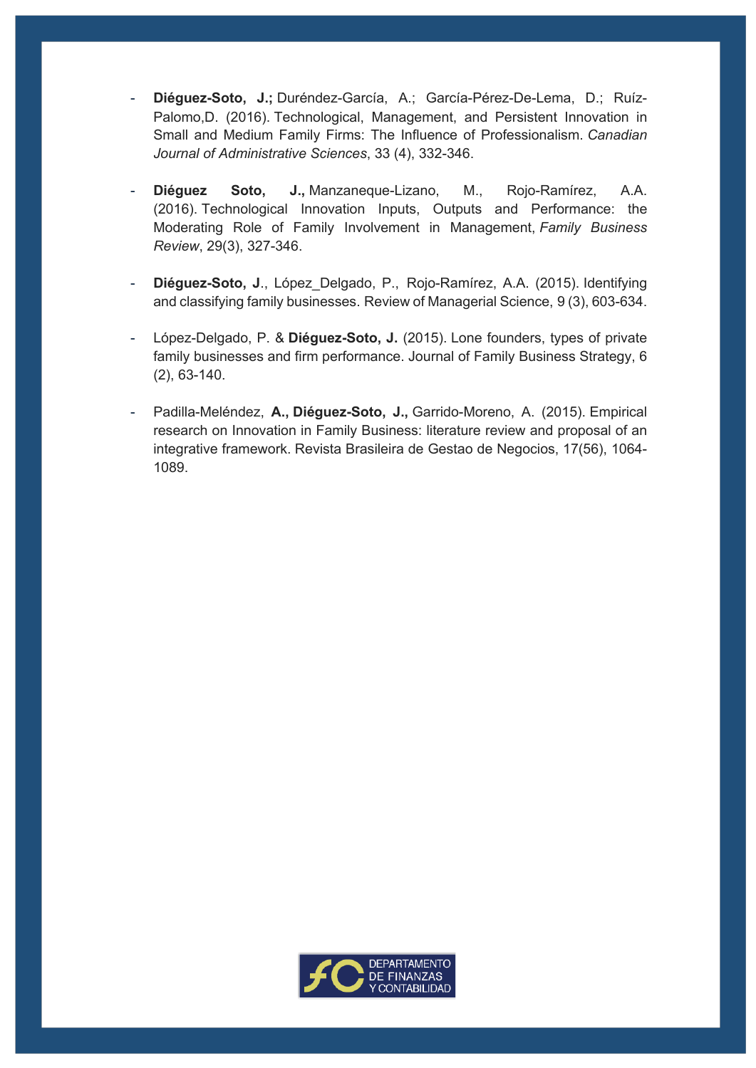- **Diéguez-Soto, J.;** Duréndez-García, A.; García-Pérez-De-Lema, D.; Ruíz-Palomo,D. (2016). Technological, Management, and Persistent Innovation in Small and Medium Family Firms: The Influence of Professionalism. *Canadian Journal of Administrative Sciences*, 33 (4), 332-346.

- **Diéguez Soto, J.,** Manzaneque-Lizano, M., Rojo-Ramírez, A.A. (2016). Technological Innovation Inputs, Outputs and Performance: the Moderating Role of Family Involvement in Management, *Family Business Review*, 29(3), 327-346.

- **Diéguez-Soto, J**., López_Delgado, P., Rojo-Ramírez, A.A. (2015). Identifying and classifying family businesses. Review of Managerial Science, 9 (3), 603-634.

- López-Delgado, P. & **Diéguez-Soto, J.** (2015). Lone founders, types of private family businesses and firm performance. Journal of Family Business Strategy, 6 (2), 63-140.

- Padilla-Meléndez, **A., Diéguez-Soto, J.,** Garrido-Moreno, A. (2015). Empirical research on Innovation in Family Business: literature review and proposal of an integrative framework. Revista Brasileira de Gestao de Negocios, 17(56), 1064-1089.

DEPARTAMENTO DE FINANZAS Y CONTABILIDAD